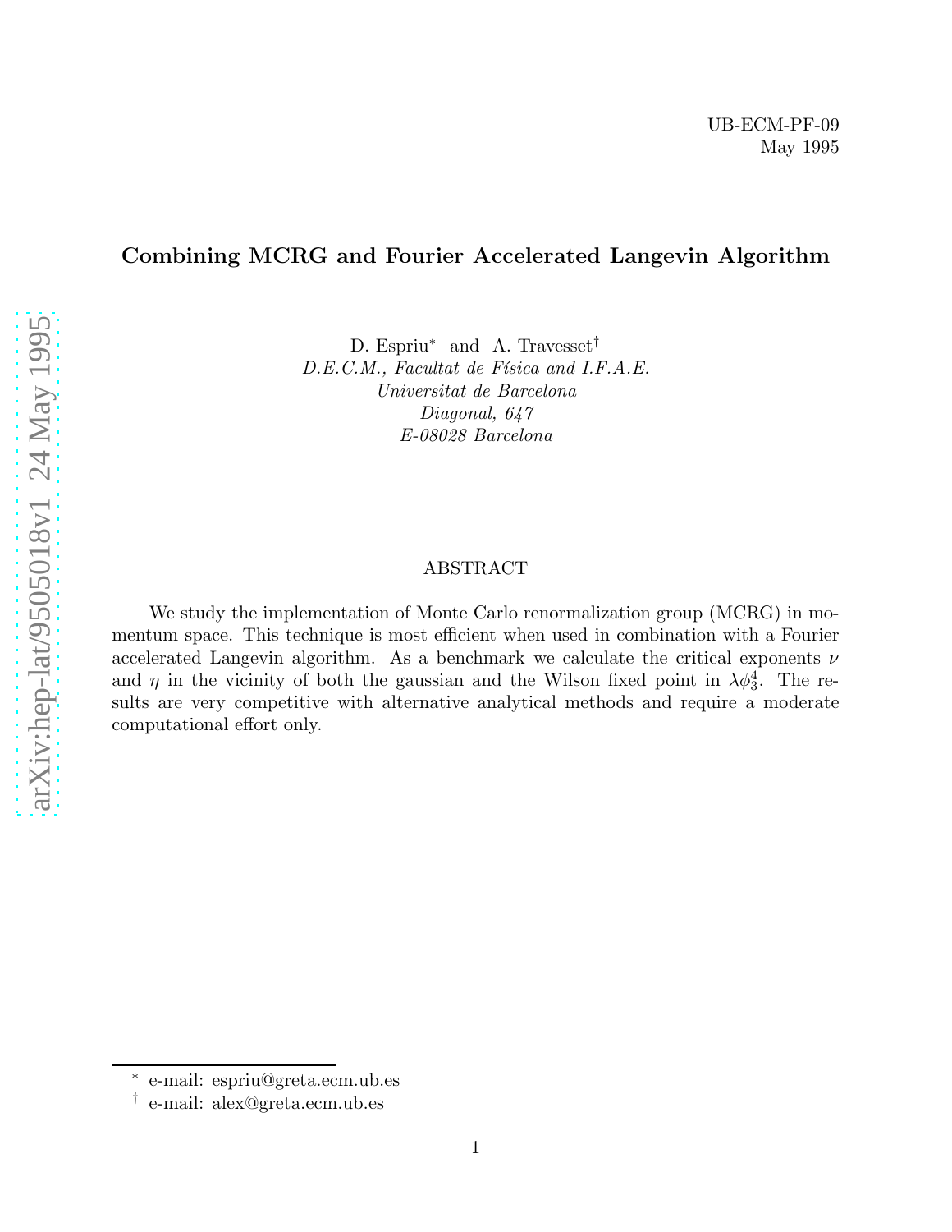UB-ECM-PF-09
May 1995

# Combining MCRG and Fourier Accelerated Langevin Algorithm

D. Espriu[*] and A. Travesset[†]

*D.E.C.M., Facultat de Física and I.F.A.E.*
*Universitat de Barcelona*
*Diagonal, 647*
*E-08028 Barcelona*

## ABSTRACT

We study the implementation of Monte Carlo renormalization group (MCRG) in momentum space. This technique is most efficient when used in combination with a Fourier accelerated Langevin algorithm. As a benchmark we calculate the critical exponents $\nu$ and $\eta$ in the vicinity of both the gaussian and the Wilson fixed point in $\lambda\phi_3^4$. The results are very competitive with alternative analytical methods and require a moderate computational effort only.

---

[*] e-mail: espriu@greta.ecm.ub.es
[†] e-mail: alex@greta.ecm.ub.es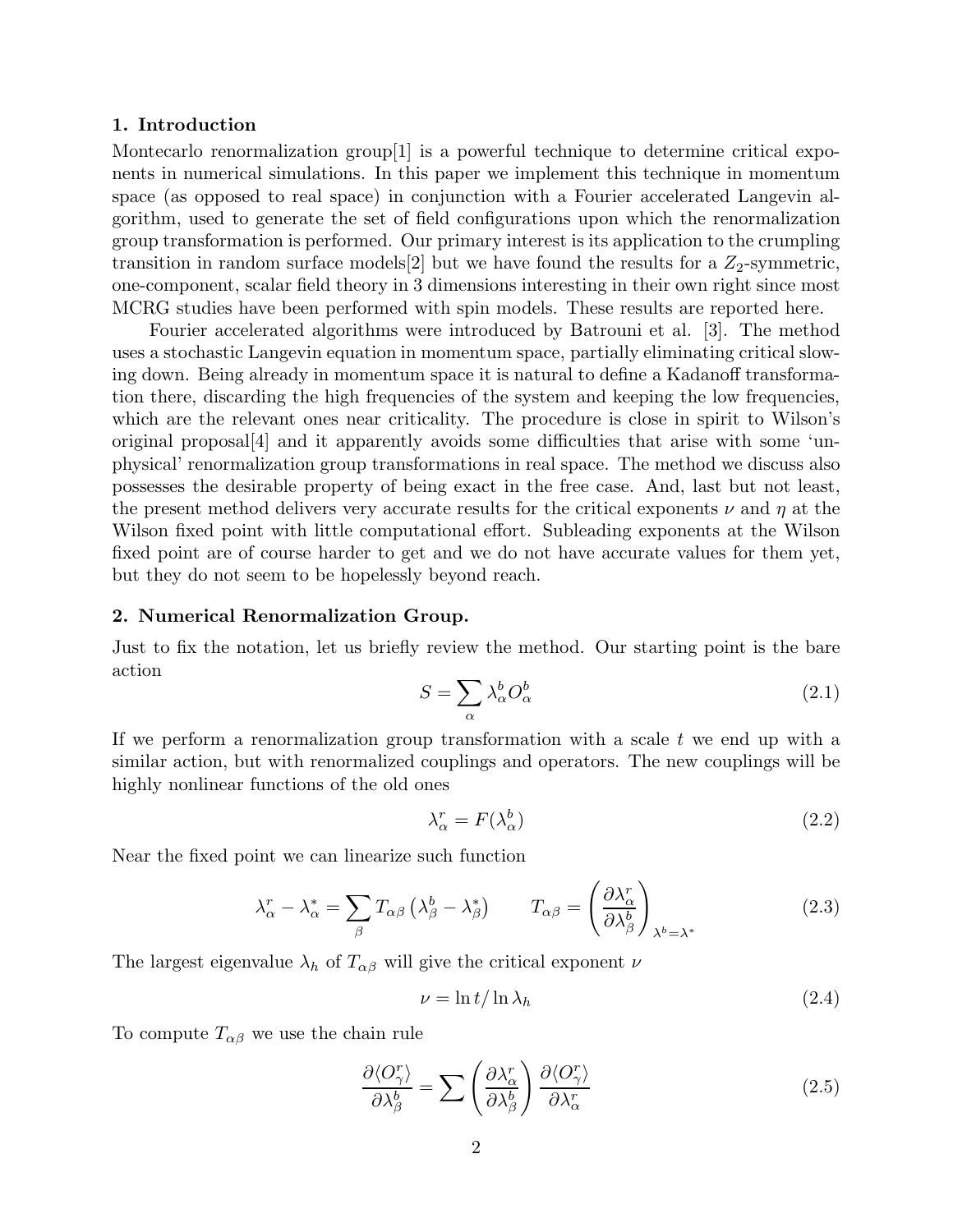## 1. Introduction

Montecarlo renormalization group[1] is a powerful technique to determine critical exponents in numerical simulations. In this paper we implement this technique in momentum space (as opposed to real space) in conjunction with a Fourier accelerated Langevin algorithm, used to generate the set of field configurations upon which the renormalization group transformation is performed. Our primary interest is its application to the crumpling transition in random surface models[2] but we have found the results for a $Z_2$-symmetric, one-component, scalar field theory in 3 dimensions interesting in their own right since most MCRG studies have been performed with spin models. These results are reported here.

Fourier accelerated algorithms were introduced by Batrouni et al. [3]. The method uses a stochastic Langevin equation in momentum space, partially eliminating critical slowing down. Being already in momentum space it is natural to define a Kadanoff transformation there, discarding the high frequencies of the system and keeping the low frequencies, which are the relevant ones near criticality. The procedure is close in spirit to Wilson's original proposal[4] and it apparently avoids some difficulties that arise with some 'unphysical' renormalization group transformations in real space. The method we discuss also possesses the desirable property of being exact in the free case. And, last but not least, the present method delivers very accurate results for the critical exponents $\nu$ and $\eta$ at the Wilson fixed point with little computational effort. Subleading exponents at the Wilson fixed point are of course harder to get and we do not have accurate values for them yet, but they do not seem to be hopelessly beyond reach.

## 2. Numerical Renormalization Group.

Just to fix the notation, let us briefly review the method. Our starting point is the bare action

$$S = \sum_{\alpha} \lambda_{\alpha}^{b} O_{\alpha}^{b} \tag{2.1}$$

If we perform a renormalization group transformation with a scale $t$ we end up with a similar action, but with renormalized couplings and operators. The new couplings will be highly nonlinear functions of the old ones

$$\lambda_{\alpha}^{r} = F(\lambda_{\alpha}^{b}) \tag{2.2}$$

Near the fixed point we can linearize such function

$$\lambda_{\alpha}^{r} - \lambda_{\alpha}^{*} = \sum_{\beta} T_{\alpha\beta} \left( \lambda_{\beta}^{b} - \lambda_{\beta}^{*} \right) \qquad T_{\alpha\beta} = \left( \frac{\partial \lambda_{\alpha}^{r}}{\partial \lambda_{\beta}^{b}} \right)_{\lambda^{b}=\lambda^{*}} \tag{2.3}$$

The largest eigenvalue $\lambda_h$ of $T_{\alpha\beta}$ will give the critical exponent $\nu$

$$\nu = \ln t / \ln \lambda_h \tag{2.4}$$

To compute $T_{\alpha\beta}$ we use the chain rule

$$\frac{\partial \langle O_{\gamma}^{r} \rangle}{\partial \lambda_{\beta}^{b}} = \sum \left( \frac{\partial \lambda_{\alpha}^{r}}{\partial \lambda_{\beta}^{b}} \right) \frac{\partial \langle O_{\gamma}^{r} \rangle}{\partial \lambda_{\alpha}^{r}} \tag{2.5}$$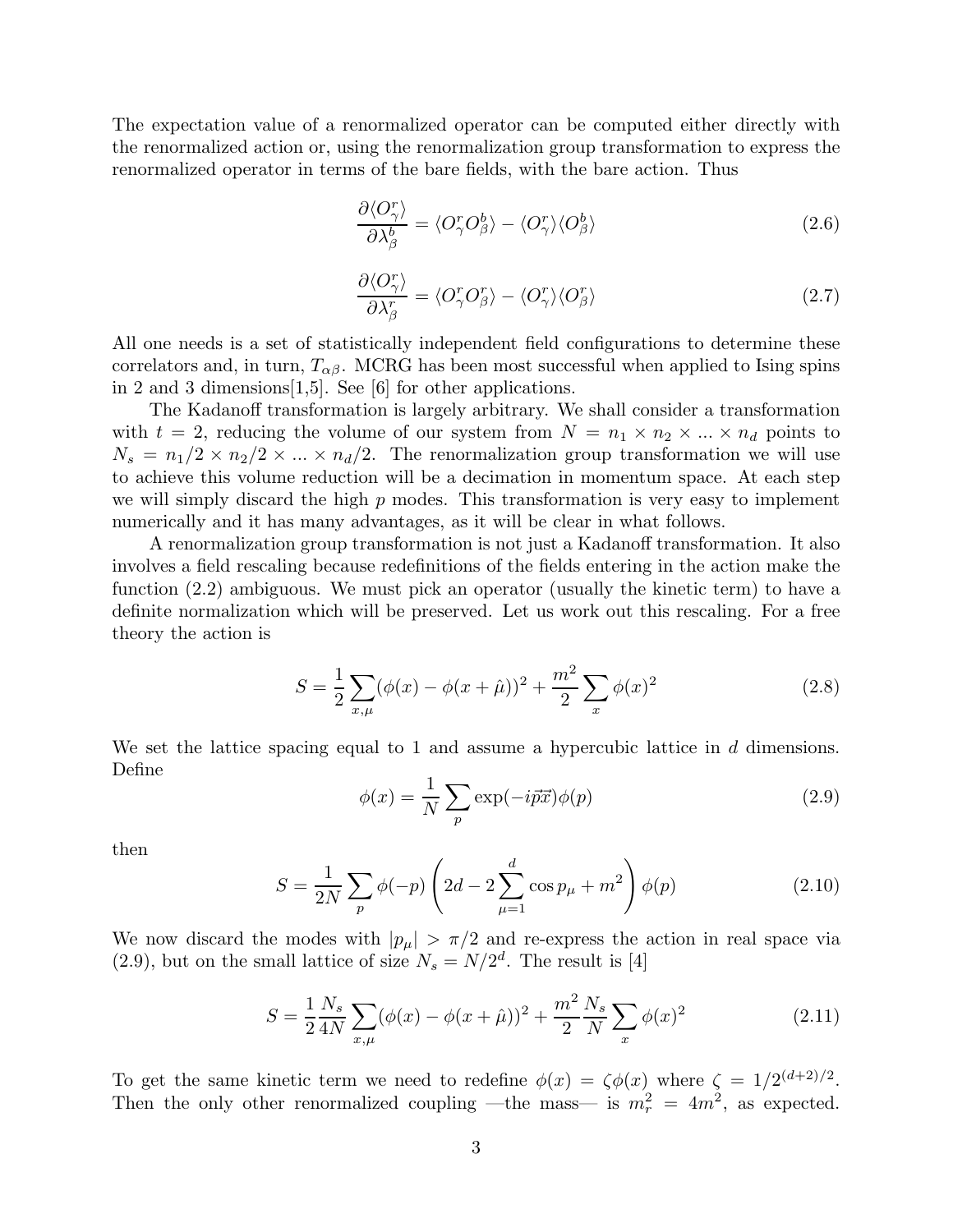The expectation value of a renormalized operator can be computed either directly with the renormalized action or, using the renormalization group transformation to express the renormalized operator in terms of the bare fields, with the bare action. Thus

$$\frac{\partial \langle O_\gamma^r \rangle}{\partial \lambda_\beta^b} = \langle O_\gamma^r O_\beta^b \rangle - \langle O_\gamma^r \rangle \langle O_\beta^b \rangle \tag{2.6}$$

$$\frac{\partial \langle O_\gamma^r \rangle}{\partial \lambda_\beta^r} = \langle O_\gamma^r O_\beta^r \rangle - \langle O_\gamma^r \rangle \langle O_\beta^r \rangle \tag{2.7}$$

All one needs is a set of statistically independent field configurations to determine these correlators and, in turn, $T_{\alpha\beta}$. MCRG has been most successful when applied to Ising spins in 2 and 3 dimensions[1,5]. See [6] for other applications.

The Kadanoff transformation is largely arbitrary. We shall consider a transformation with $t = 2$, reducing the volume of our system from $N = n_1 \times n_2 \times ... \times n_d$ points to $N_s = n_1/2 \times n_2/2 \times ... \times n_d/2$. The renormalization group transformation we will use to achieve this volume reduction will be a decimation in momentum space. At each step we will simply discard the high $p$ modes. This transformation is very easy to implement numerically and it has many advantages, as it will be clear in what follows.

A renormalization group transformation is not just a Kadanoff transformation. It also involves a field rescaling because redefinitions of the fields entering in the action make the function (2.2) ambiguous. We must pick an operator (usually the kinetic term) to have a definite normalization which will be preserved. Let us work out this rescaling. For a free theory the action is

$$S = \frac{1}{2} \sum_{x,\mu} (\phi(x) - \phi(x + \hat{\mu}))^2 + \frac{m^2}{2} \sum_x \phi(x)^2 \tag{2.8}$$

We set the lattice spacing equal to 1 and assume a hypercubic lattice in $d$ dimensions. Define

$$\phi(x) = \frac{1}{N} \sum_p \exp(-i\vec{p}\vec{x})\phi(p) \tag{2.9}$$

then

$$S = \frac{1}{2N} \sum_p \phi(-p) \left( 2d - 2\sum_{\mu=1}^{d} \cos p_\mu + m^2 \right) \phi(p) \tag{2.10}$$

We now discard the modes with $|p_\mu| > \pi/2$ and re-express the action in real space via (2.9), but on the small lattice of size $N_s = N/2^d$. The result is [4]

$$S = \frac{1}{2} \frac{N_s}{4N} \sum_{x,\mu} (\phi(x) - \phi(x + \hat{\mu}))^2 + \frac{m^2}{2} \frac{N_s}{N} \sum_x \phi(x)^2 \tag{2.11}$$

To get the same kinetic term we need to redefine $\phi(x) = \zeta\phi(x)$ where $\zeta = 1/2^{(d+2)/2}$. Then the only other renormalized coupling —the mass— is $m_r^2 = 4m^2$, as expected.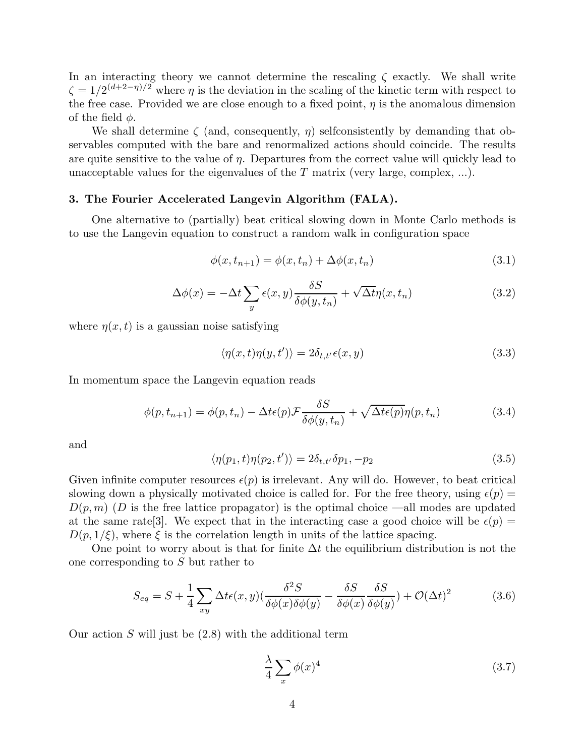In an interacting theory we cannot determine the rescaling $\zeta$ exactly. We shall write $\zeta = 1/2^{(d+2-\eta)/2}$ where $\eta$ is the deviation in the scaling of the kinetic term with respect to the free case. Provided we are close enough to a fixed point, $\eta$ is the anomalous dimension of the field $\phi$.

We shall determine $\zeta$ (and, consequently, $\eta$) selfconsistently by demanding that observables computed with the bare and renormalized actions should coincide. The results are quite sensitive to the value of $\eta$. Departures from the correct value will quickly lead to unacceptable values for the eigenvalues of the $T$ matrix (very large, complex, ...).

### 3. The Fourier Accelerated Langevin Algorithm (FALA).

One alternative to (partially) beat critical slowing down in Monte Carlo methods is to use the Langevin equation to construct a random walk in configuration space

$$\phi(x, t_{n+1}) = \phi(x, t_n) + \Delta\phi(x, t_n) \tag{3.1}$$

$$\Delta\phi(x) = -\Delta t \sum_y \epsilon(x, y) \frac{\delta S}{\delta\phi(y, t_n)} + \sqrt{\Delta t}\eta(x, t_n) \tag{3.2}$$

where $\eta(x, t)$ is a gaussian noise satisfying

$$\langle \eta(x, t)\eta(y, t')\rangle = 2\delta_{t,t'}\epsilon(x, y) \tag{3.3}$$

In momentum space the Langevin equation reads

$$\phi(p, t_{n+1}) = \phi(p, t_n) - \Delta t\epsilon(p)\mathcal{F}\frac{\delta S}{\delta\phi(y, t_n)} + \sqrt{\Delta t\epsilon(p)}\eta(p, t_n) \tag{3.4}$$

and

$$\langle \eta(p_1, t)\eta(p_2, t')\rangle = 2\delta_{t,t'}\delta p_1, -p_2 \tag{3.5}$$

Given infinite computer resources $\epsilon(p)$ is irrelevant. Any will do. However, to beat critical slowing down a physically motivated choice is called for. For the free theory, using $\epsilon(p) = D(p, m)$ ($D$ is the free lattice propagator) is the optimal choice —all modes are updated at the same rate[3]. We expect that in the interacting case a good choice will be $\epsilon(p) = D(p, 1/\xi)$, where $\xi$ is the correlation length in units of the lattice spacing.

One point to worry about is that for finite $\Delta t$ the equilibrium distribution is not the one corresponding to $S$ but rather to

$$S_{eq} = S + \frac{1}{4}\sum_{xy} \Delta t\epsilon(x, y)\left(\frac{\delta^2 S}{\delta\phi(x)\delta\phi(y)} - \frac{\delta S}{\delta\phi(x)}\frac{\delta S}{\delta\phi(y)}\right) + \mathcal{O}(\Delta t)^2 \tag{3.6}$$

Our action $S$ will just be (2.8) with the additional term

$$\frac{\lambda}{4}\sum_x \phi(x)^4 \tag{3.7}$$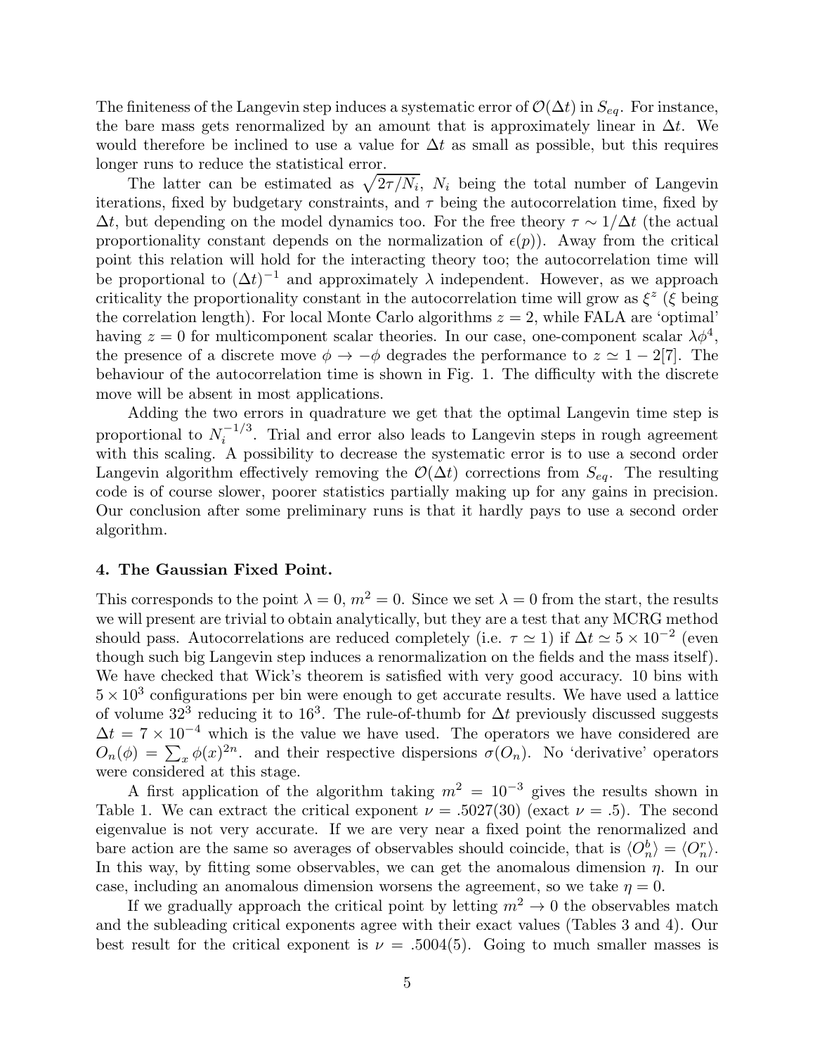The finiteness of the Langevin step induces a systematic error of $\mathcal{O}(\Delta t)$ in $S_{eq}$. For instance, the bare mass gets renormalized by an amount that is approximately linear in $\Delta t$. We would therefore be inclined to use a value for $\Delta t$ as small as possible, but this requires longer runs to reduce the statistical error.

The latter can be estimated as $\sqrt{2\tau/N_i}$, $N_i$ being the total number of Langevin iterations, fixed by budgetary constraints, and $\tau$ being the autocorrelation time, fixed by $\Delta t$, but depending on the model dynamics too. For the free theory $\tau \sim 1/\Delta t$ (the actual proportionality constant depends on the normalization of $\epsilon(p)$). Away from the critical point this relation will hold for the interacting theory too; the autocorrelation time will be proportional to $(\Delta t)^{-1}$ and approximately $\lambda$ independent. However, as we approach criticality the proportionality constant in the autocorrelation time will grow as $\xi^z$ ($\xi$ being the correlation length). For local Monte Carlo algorithms $z = 2$, while FALA are 'optimal' having $z = 0$ for multicomponent scalar theories. In our case, one-component scalar $\lambda\phi^4$, the presence of a discrete move $\phi \to -\phi$ degrades the performance to $z \simeq 1 - 2$[7]. The behaviour of the autocorrelation time is shown in Fig. 1. The difficulty with the discrete move will be absent in most applications.

Adding the two errors in quadrature we get that the optimal Langevin time step is proportional to $N_i^{-1/3}$. Trial and error also leads to Langevin steps in rough agreement with this scaling. A possibility to decrease the systematic error is to use a second order Langevin algorithm effectively removing the $\mathcal{O}(\Delta t)$ corrections from $S_{eq}$. The resulting code is of course slower, poorer statistics partially making up for any gains in precision. Our conclusion after some preliminary runs is that it hardly pays to use a second order algorithm.

### 4. The Gaussian Fixed Point.

This corresponds to the point $\lambda = 0$, $m^2 = 0$. Since we set $\lambda = 0$ from the start, the results we will present are trivial to obtain analytically, but they are a test that any MCRG method should pass. Autocorrelations are reduced completely (i.e. $\tau \simeq 1$) if $\Delta t \simeq 5 \times 10^{-2}$ (even though such big Langevin step induces a renormalization on the fields and the mass itself). We have checked that Wick's theorem is satisfied with very good accuracy. 10 bins with $5 \times 10^3$ configurations per bin were enough to get accurate results. We have used a lattice of volume $32^3$ reducing it to $16^3$. The rule-of-thumb for $\Delta t$ previously discussed suggests $\Delta t = 7 \times 10^{-4}$ which is the value we have used. The operators we have considered are $O_n(\phi) = \sum_x \phi(x)^{2n}$. and their respective dispersions $\sigma(O_n)$. No 'derivative' operators were considered at this stage.

A first application of the algorithm taking $m^2 = 10^{-3}$ gives the results shown in Table 1. We can extract the critical exponent $\nu = .5027(30)$ (exact $\nu = .5$). The second eigenvalue is not very accurate. If we are very near a fixed point the renormalized and bare action are the same so averages of observables should coincide, that is $\langle O_n^b \rangle = \langle O_n^r \rangle$. In this way, by fitting some observables, we can get the anomalous dimension $\eta$. In our case, including an anomalous dimension worsens the agreement, so we take $\eta = 0$.

If we gradually approach the critical point by letting $m^2 \to 0$ the observables match and the subleading critical exponents agree with their exact values (Tables 3 and 4). Our best result for the critical exponent is $\nu = .5004(5)$. Going to much smaller masses is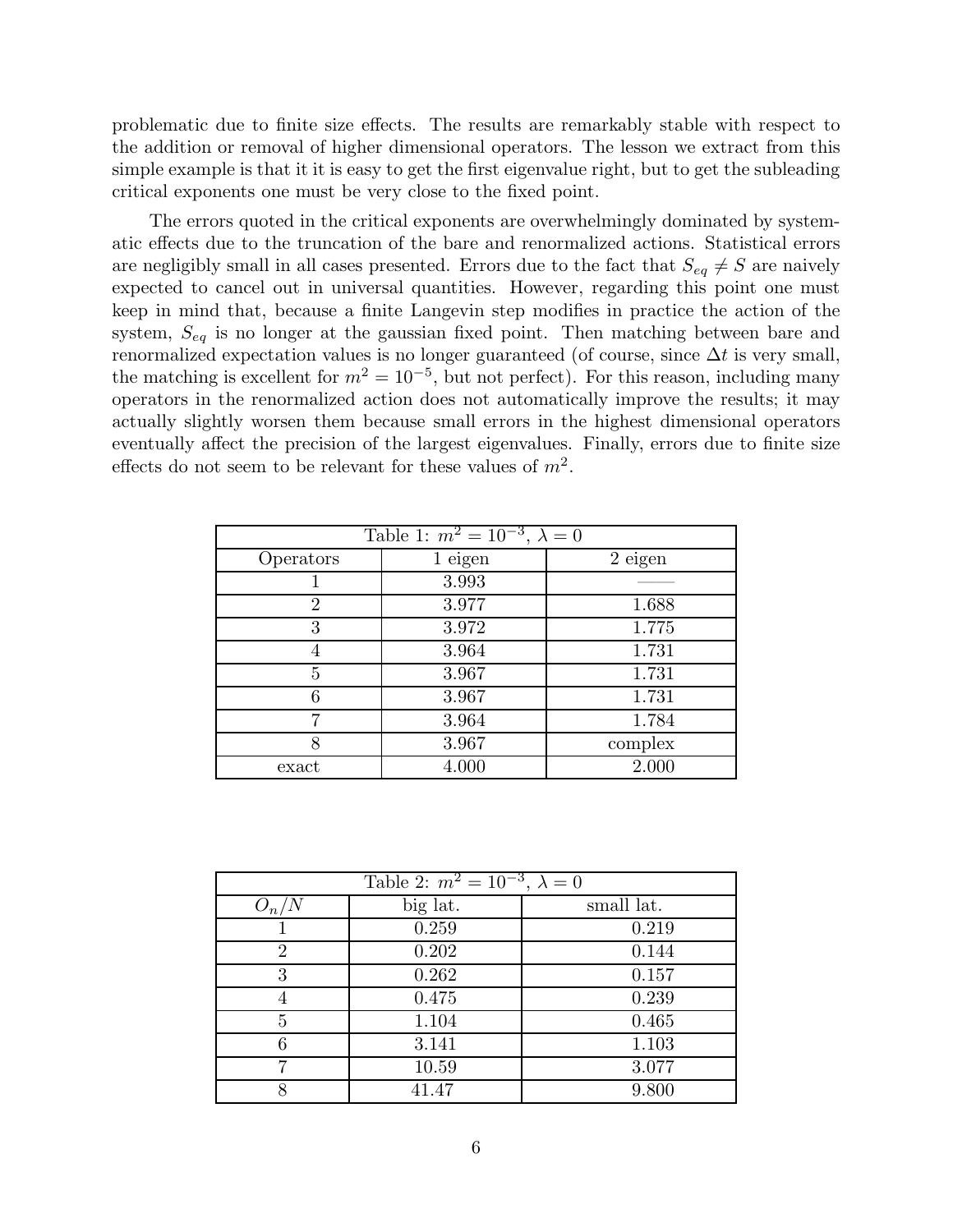problematic due to finite size effects. The results are remarkably stable with respect to the addition or removal of higher dimensional operators. The lesson we extract from this simple example is that it it is easy to get the first eigenvalue right, but to get the subleading critical exponents one must be very close to the fixed point.

The errors quoted in the critical exponents are overwhelmingly dominated by systematic effects due to the truncation of the bare and renormalized actions. Statistical errors are negligibly small in all cases presented. Errors due to the fact that $S_{eq} \neq S$ are naively expected to cancel out in universal quantities. However, regarding this point one must keep in mind that, because a finite Langevin step modifies in practice the action of the system, $S_{eq}$ is no longer at the gaussian fixed point. Then matching between bare and renormalized expectation values is no longer guaranteed (of course, since $\Delta t$ is very small, the matching is excellent for $m^2 = 10^{-5}$, but not perfect). For this reason, including many operators in the renormalized action does not automatically improve the results; it may actually slightly worsen them because small errors in the highest dimensional operators eventually affect the precision of the largest eigenvalues. Finally, errors due to finite size effects do not seem to be relevant for these values of $m^2$.

| Table 1: $m^2 = 10^{-3}$, $\lambda = 0$ | | |
|---|---|---|
| Operators | 1 eigen | 2 eigen |
| 1 | 3.993 | —— |
| 2 | 3.977 | 1.688 |
| 3 | 3.972 | 1.775 |
| 4 | 3.964 | 1.731 |
| 5 | 3.967 | 1.731 |
| 6 | 3.967 | 1.731 |
| 7 | 3.964 | 1.784 |
| 8 | 3.967 | complex |
| exact | 4.000 | 2.000 |

| Table 2: $m^2 = 10^{-3}$, $\lambda = 0$ | | |
|---|---|---|
| $O_n/N$ | big lat. | small lat. |
| 1 | 0.259 | 0.219 |
| 2 | 0.202 | 0.144 |
| 3 | 0.262 | 0.157 |
| 4 | 0.475 | 0.239 |
| 5 | 1.104 | 0.465 |
| 6 | 3.141 | 1.103 |
| 7 | 10.59 | 3.077 |
| 8 | 41.47 | 9.800 |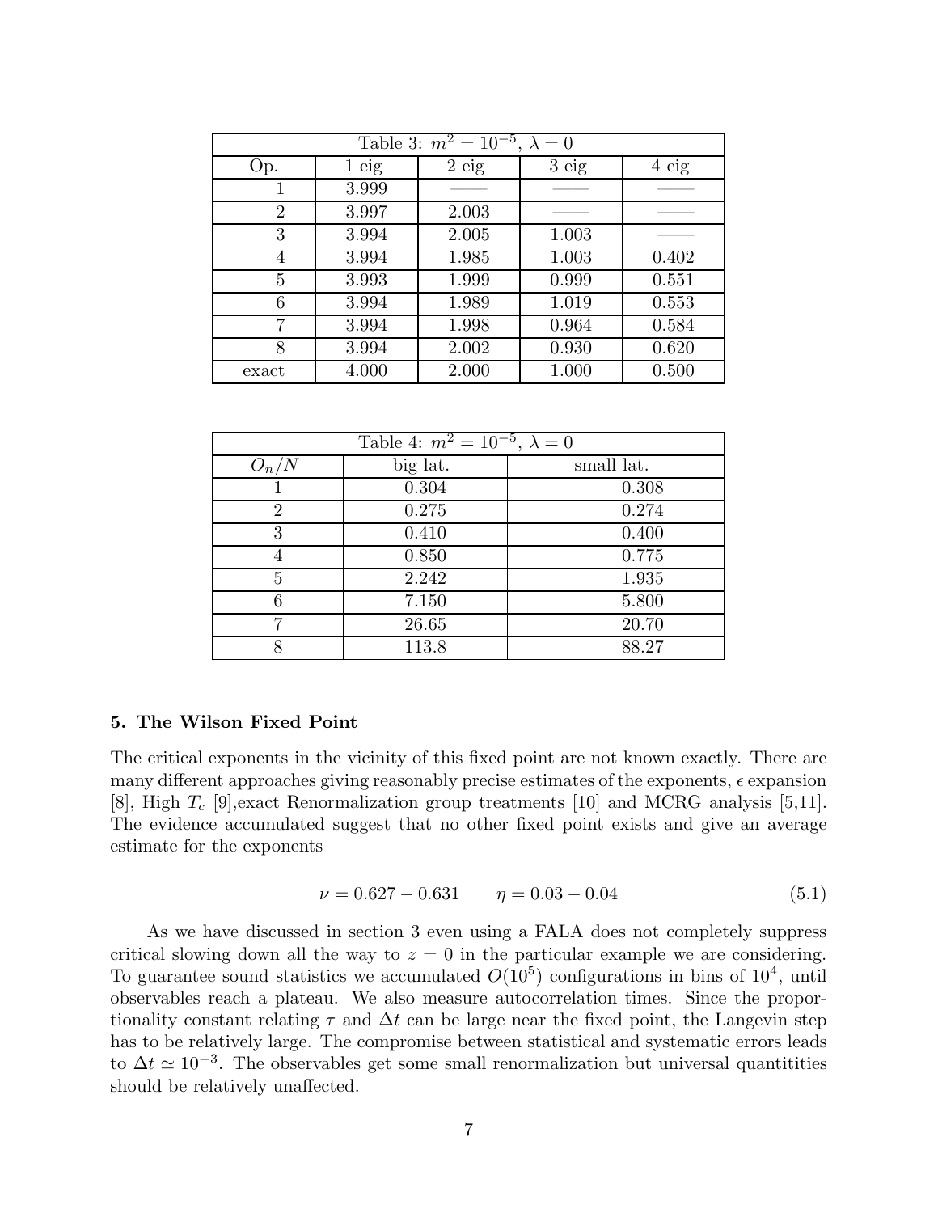| Table 3: $m^2 = 10^{-5}$, $\lambda = 0$ | | | | |
|---|---|---|---|---|
| Op. | 1 eig | 2 eig | 3 eig | 4 eig |
| 1 | 3.999 | —— | —— | —— |
| 2 | 3.997 | 2.003 | —— | —— |
| 3 | 3.994 | 2.005 | 1.003 | —— |
| 4 | 3.994 | 1.985 | 1.003 | 0.402 |
| 5 | 3.993 | 1.999 | 0.999 | 0.551 |
| 6 | 3.994 | 1.989 | 1.019 | 0.553 |
| 7 | 3.994 | 1.998 | 0.964 | 0.584 |
| 8 | 3.994 | 2.002 | 0.930 | 0.620 |
| exact | 4.000 | 2.000 | 1.000 | 0.500 |

| Table 4: $m^2 = 10^{-5}$, $\lambda = 0$ | | |
|---|---|---|
| $O_n/N$ | big lat. | small lat. |
| 1 | 0.304 | 0.308 |
| 2 | 0.275 | 0.274 |
| 3 | 0.410 | 0.400 |
| 4 | 0.850 | 0.775 |
| 5 | 2.242 | 1.935 |
| 6 | 7.150 | 5.800 |
| 7 | 26.65 | 20.70 |
| 8 | 113.8 | 88.27 |

## 5. The Wilson Fixed Point

The critical exponents in the vicinity of this fixed point are not known exactly. There are many different approaches giving reasonably precise estimates of the exponents, $\epsilon$ expansion [8], High $T_c$ [9],exact Renormalization group treatments [10] and MCRG analysis [5,11]. The evidence accumulated suggest that no other fixed point exists and give an average estimate for the exponents

$$\nu = 0.627 - 0.631 \qquad \eta = 0.03 - 0.04 \tag{5.1}$$

As we have discussed in section 3 even using a FALA does not completely suppress critical slowing down all the way to $z = 0$ in the particular example we are considering. To guarantee sound statistics we accumulated $O(10^5)$ configurations in bins of $10^4$, until observables reach a plateau. We also measure autocorrelation times. Since the proportionality constant relating $\tau$ and $\Delta t$ can be large near the fixed point, the Langevin step has to be relatively large. The compromise between statistical and systematic errors leads to $\Delta t \simeq 10^{-3}$. The observables get some small renormalization but universal quantitities should be relatively unaffected.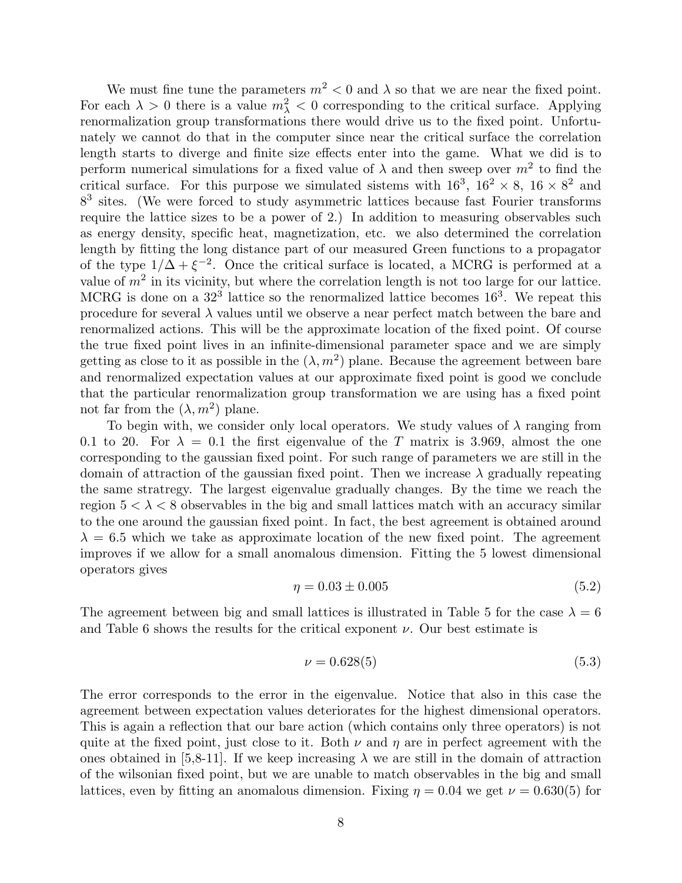We must fine tune the parameters $m^2 < 0$ and $\lambda$ so that we are near the fixed point. For each $\lambda > 0$ there is a value $m_\lambda^2 < 0$ corresponding to the critical surface. Applying renormalization group transformations there would drive us to the fixed point. Unfortunately we cannot do that in the computer since near the critical surface the correlation length starts to diverge and finite size effects enter into the game. What we did is to perform numerical simulations for a fixed value of $\lambda$ and then sweep over $m^2$ to find the critical surface. For this purpose we simulated sistems with $16^3$, $16^2 \times 8$, $16 \times 8^2$ and $8^3$ sites. (We were forced to study asymmetric lattices because fast Fourier transforms require the lattice sizes to be a power of 2.) In addition to measuring observables such as energy density, specific heat, magnetization, etc. we also determined the correlation length by fitting the long distance part of our measured Green functions to a propagator of the type $1/\Delta + \xi^{-2}$. Once the critical surface is located, a MCRG is performed at a value of $m^2$ in its vicinity, but where the correlation length is not too large for our lattice. MCRG is done on a $32^3$ lattice so the renormalized lattice becomes $16^3$. We repeat this procedure for several $\lambda$ values until we observe a near perfect match between the bare and renormalized actions. This will be the approximate location of the fixed point. Of course the true fixed point lives in an infinite-dimensional parameter space and we are simply getting as close to it as possible in the $(\lambda, m^2)$ plane. Because the agreement between bare and renormalized expectation values at our approximate fixed point is good we conclude that the particular renormalization group transformation we are using has a fixed point not far from the $(\lambda, m^2)$ plane.

To begin with, we consider only local operators. We study values of $\lambda$ ranging from 0.1 to 20. For $\lambda = 0.1$ the first eigenvalue of the $T$ matrix is 3.969, almost the one corresponding to the gaussian fixed point. For such range of parameters we are still in the domain of attraction of the gaussian fixed point. Then we increase $\lambda$ gradually repeating the same stratregy. The largest eigenvalue gradually changes. By the time we reach the region $5 < \lambda < 8$ observables in the big and small lattices match with an accuracy similar to the one around the gaussian fixed point. In fact, the best agreement is obtained around $\lambda = 6.5$ which we take as approximate location of the new fixed point. The agreement improves if we allow for a small anomalous dimension. Fitting the 5 lowest dimensional operators gives

$$\eta = 0.03 \pm 0.005 \tag{5.2}$$

The agreement between big and small lattices is illustrated in Table 5 for the case $\lambda = 6$ and Table 6 shows the results for the critical exponent $\nu$. Our best estimate is

$$\nu = 0.628(5) \tag{5.3}$$

The error corresponds to the error in the eigenvalue. Notice that also in this case the agreement between expectation values deteriorates for the highest dimensional operators. This is again a reflection that our bare action (which contains only three operators) is not quite at the fixed point, just close to it. Both $\nu$ and $\eta$ are in perfect agreement with the ones obtained in [5,8-11]. If we keep increasing $\lambda$ we are still in the domain of attraction of the wilsonian fixed point, but we are unable to match observables in the big and small lattices, even by fitting an anomalous dimension. Fixing $\eta = 0.04$ we get $\nu = 0.630(5)$ for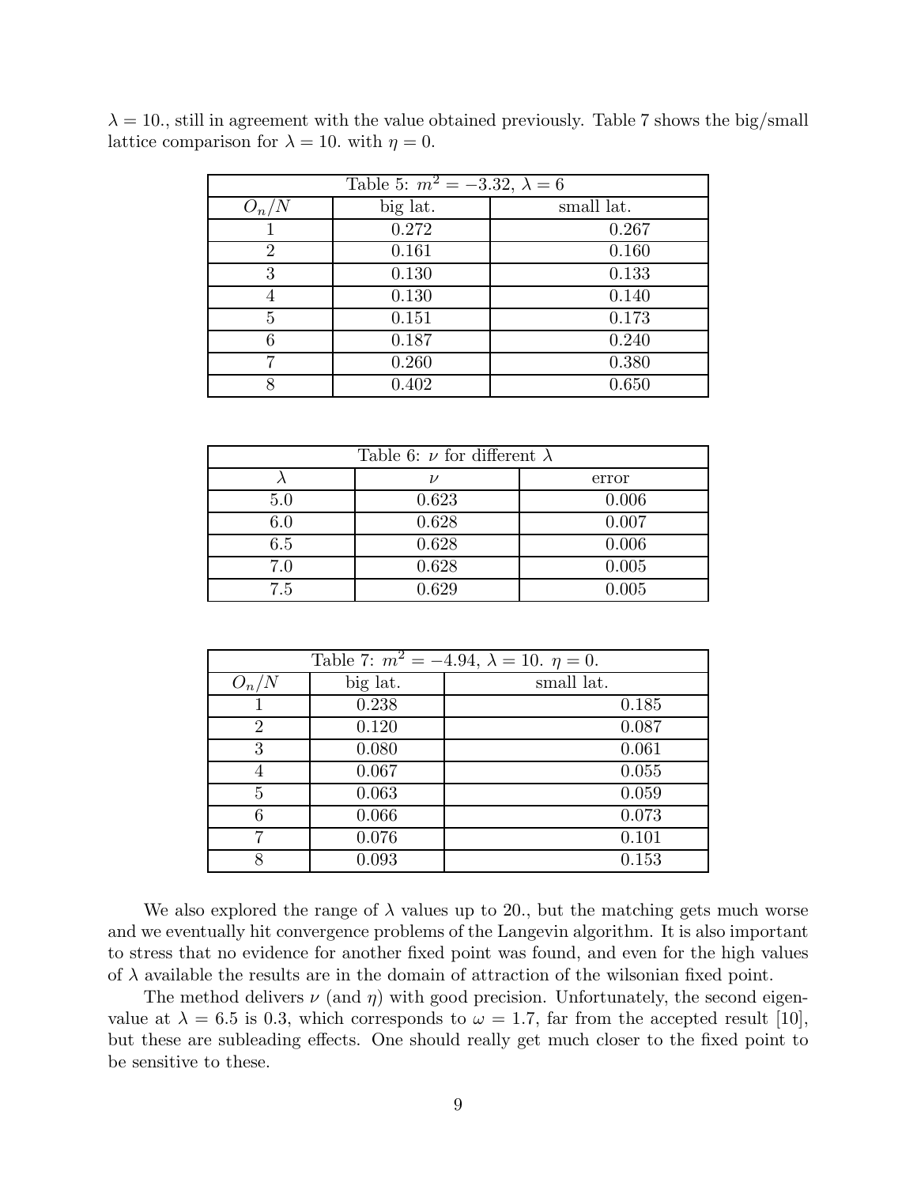$\lambda = 10.$, still in agreement with the value obtained previously. Table 7 shows the big/small lattice comparison for $\lambda = 10.$ with $\eta = 0$.

| Table 5: $m^2 = -3.32$, $\lambda = 6$ | | |
|---|---|---|
| $O_n/N$ | big lat. | small lat. |
| 1 | 0.272 | 0.267 |
| 2 | 0.161 | 0.160 |
| 3 | 0.130 | 0.133 |
| 4 | 0.130 | 0.140 |
| 5 | 0.151 | 0.173 |
| 6 | 0.187 | 0.240 |
| 7 | 0.260 | 0.380 |
| 8 | 0.402 | 0.650 |

| Table 6: $\nu$ for different $\lambda$ | | |
|---|---|---|
| $\lambda$ | $\nu$ | error |
| 5.0 | 0.623 | 0.006 |
| 6.0 | 0.628 | 0.007 |
| 6.5 | 0.628 | 0.006 |
| 7.0 | 0.628 | 0.005 |
| 7.5 | 0.629 | 0.005 |

| Table 7: $m^2 = -4.94$, $\lambda = 10.$ $\eta = 0.$ | | |
|---|---|---|
| $O_n/N$ | big lat. | small lat. |
| 1 | 0.238 | 0.185 |
| 2 | 0.120 | 0.087 |
| 3 | 0.080 | 0.061 |
| 4 | 0.067 | 0.055 |
| 5 | 0.063 | 0.059 |
| 6 | 0.066 | 0.073 |
| 7 | 0.076 | 0.101 |
| 8 | 0.093 | 0.153 |

We also explored the range of $\lambda$ values up to 20., but the matching gets much worse and we eventually hit convergence problems of the Langevin algorithm. It is also important to stress that no evidence for another fixed point was found, and even for the high values of $\lambda$ available the results are in the domain of attraction of the wilsonian fixed point.

The method delivers $\nu$ (and $\eta$) with good precision. Unfortunately, the second eigenvalue at $\lambda = 6.5$ is 0.3, which corresponds to $\omega = 1.7$, far from the accepted result [10], but these are subleading effects. One should really get much closer to the fixed point to be sensitive to these.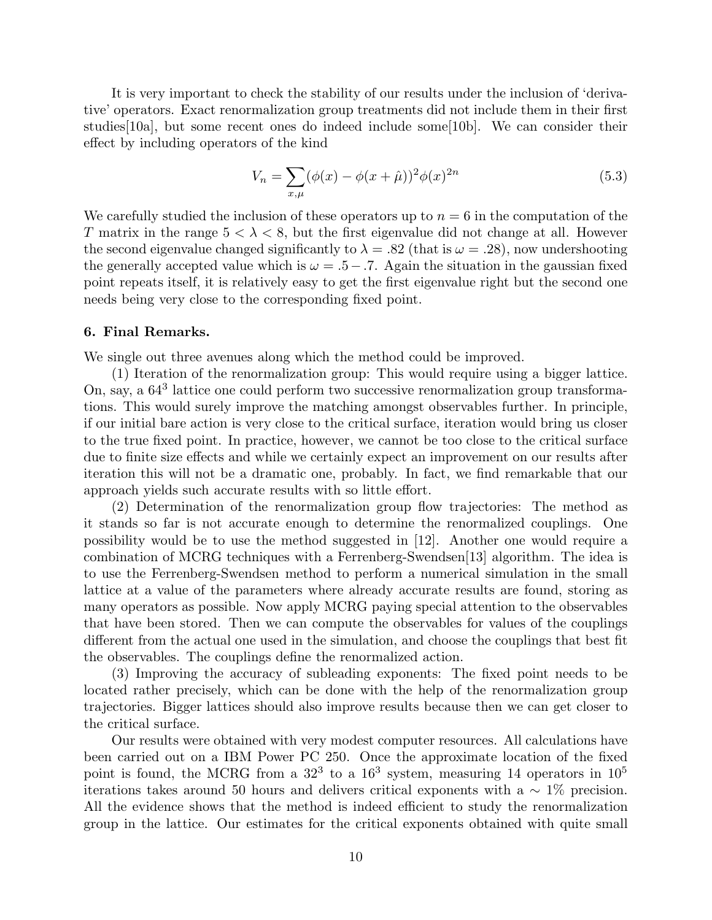It is very important to check the stability of our results under the inclusion of 'derivative' operators. Exact renormalization group treatments did not include them in their first studies[10a], but some recent ones do indeed include some[10b]. We can consider their effect by including operators of the kind

$$V_n = \sum_{x,\mu} (\phi(x) - \phi(x + \hat{\mu}))^2 \phi(x)^{2n} \tag{5.3}$$

We carefully studied the inclusion of these operators up to $n = 6$ in the computation of the $T$ matrix in the range $5 < \lambda < 8$, but the first eigenvalue did not change at all. However the second eigenvalue changed significantly to $\lambda = .82$ (that is $\omega = .28$), now undershooting the generally accepted value which is $\omega = .5 - .7$. Again the situation in the gaussian fixed point repeats itself, it is relatively easy to get the first eigenvalue right but the second one needs being very close to the corresponding fixed point.

## 6. Final Remarks.

We single out three avenues along which the method could be improved.

(1) Iteration of the renormalization group: This would require using a bigger lattice. On, say, a $64^3$ lattice one could perform two successive renormalization group transformations. This would surely improve the matching amongst observables further. In principle, if our initial bare action is very close to the critical surface, iteration would bring us closer to the true fixed point. In practice, however, we cannot be too close to the critical surface due to finite size effects and while we certainly expect an improvement on our results after iteration this will not be a dramatic one, probably. In fact, we find remarkable that our approach yields such accurate results with so little effort.

(2) Determination of the renormalization group flow trajectories: The method as it stands so far is not accurate enough to determine the renormalized couplings. One possibility would be to use the method suggested in [12]. Another one would require a combination of MCRG techniques with a Ferrenberg-Swendsen[13] algorithm. The idea is to use the Ferrenberg-Swendsen method to perform a numerical simulation in the small lattice at a value of the parameters where already accurate results are found, storing as many operators as possible. Now apply MCRG paying special attention to the observables that have been stored. Then we can compute the observables for values of the couplings different from the actual one used in the simulation, and choose the couplings that best fit the observables. The couplings define the renormalized action.

(3) Improving the accuracy of subleading exponents: The fixed point needs to be located rather precisely, which can be done with the help of the renormalization group trajectories. Bigger lattices should also improve results because then we can get closer to the critical surface.

Our results were obtained with very modest computer resources. All calculations have been carried out on a IBM Power PC 250. Once the approximate location of the fixed point is found, the MCRG from a $32^3$ to a $16^3$ system, measuring 14 operators in $10^5$ iterations takes around 50 hours and delivers critical exponents with a $\sim 1\%$ precision. All the evidence shows that the method is indeed efficient to study the renormalization group in the lattice. Our estimates for the critical exponents obtained with quite small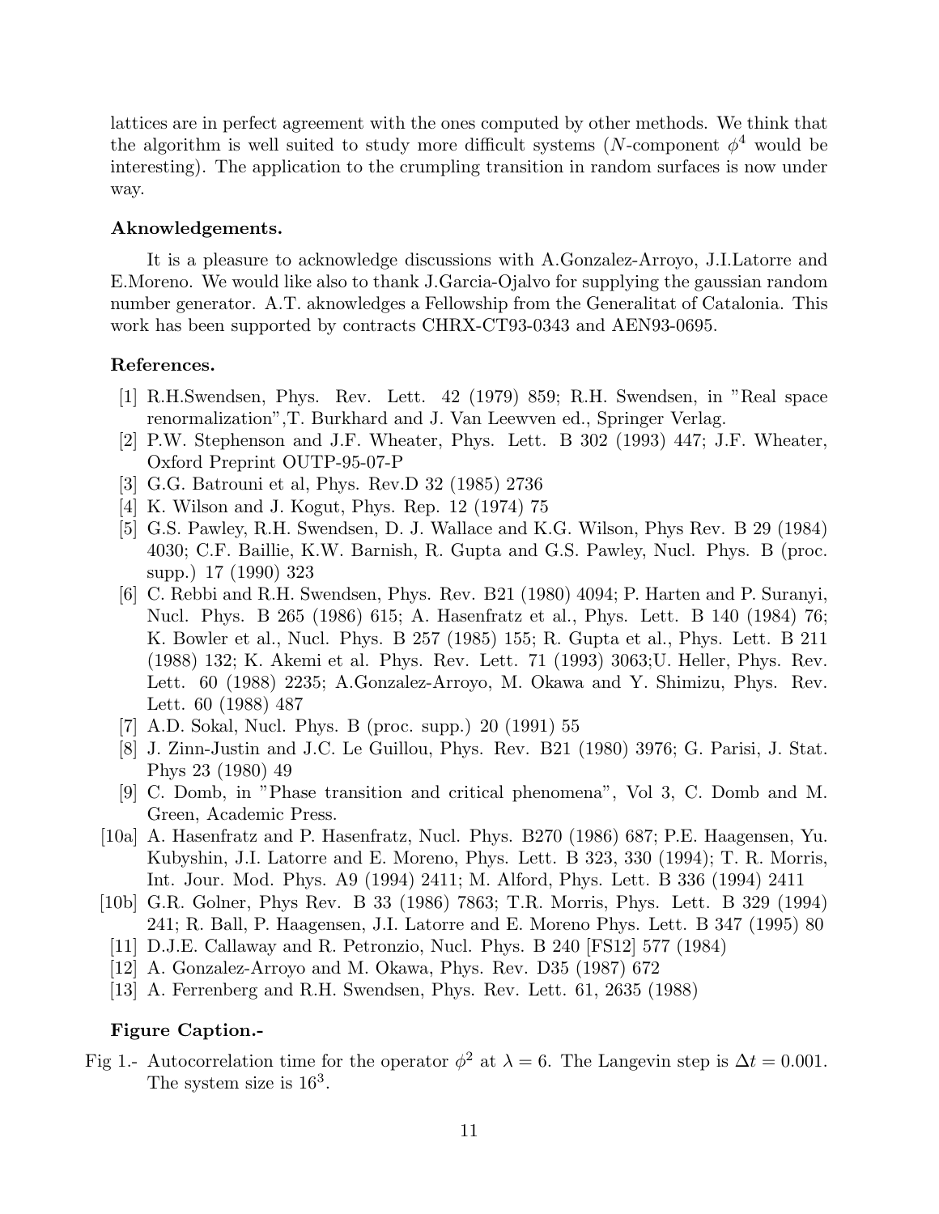lattices are in perfect agreement with the ones computed by other methods. We think that the algorithm is well suited to study more difficult systems ($N$-component $\phi^4$ would be interesting). The application to the crumpling transition in random surfaces is now under way.

**Aknowledgements.**

It is a pleasure to acknowledge discussions with A.Gonzalez-Arroyo, J.I.Latorre and E.Moreno. We would like also to thank J.Garcia-Ojalvo for supplying the gaussian random number generator. A.T. aknowledges a Fellowship from the Generalitat of Catalonia. This work has been supported by contracts CHRX-CT93-0343 and AEN93-0695.

**References.**

- [1] R.H.Swendsen, Phys. Rev. Lett. 42 (1979) 859; R.H. Swendsen, in "Real space renormalization",T. Burkhard and J. Van Leewven ed., Springer Verlag.
- [2] P.W. Stephenson and J.F. Wheater, Phys. Lett. B 302 (1993) 447; J.F. Wheater, Oxford Preprint OUTP-95-07-P
- [3] G.G. Batrouni et al, Phys. Rev.D 32 (1985) 2736
- [4] K. Wilson and J. Kogut, Phys. Rep. 12 (1974) 75
- [5] G.S. Pawley, R.H. Swendsen, D. J. Wallace and K.G. Wilson, Phys Rev. B 29 (1984) 4030; C.F. Baillie, K.W. Barnish, R. Gupta and G.S. Pawley, Nucl. Phys. B (proc. supp.) 17 (1990) 323
- [6] C. Rebbi and R.H. Swendsen, Phys. Rev. B21 (1980) 4094; P. Harten and P. Suranyi, Nucl. Phys. B 265 (1986) 615; A. Hasenfratz et al., Phys. Lett. B 140 (1984) 76; K. Bowler et al., Nucl. Phys. B 257 (1985) 155; R. Gupta et al., Phys. Lett. B 211 (1988) 132; K. Akemi et al. Phys. Rev. Lett. 71 (1993) 3063;U. Heller, Phys. Rev. Lett. 60 (1988) 2235; A.Gonzalez-Arroyo, M. Okawa and Y. Shimizu, Phys. Rev. Lett. 60 (1988) 487
- [7] A.D. Sokal, Nucl. Phys. B (proc. supp.) 20 (1991) 55
- [8] J. Zinn-Justin and J.C. Le Guillou, Phys. Rev. B21 (1980) 3976; G. Parisi, J. Stat. Phys 23 (1980) 49
- [9] C. Domb, in "Phase transition and critical phenomena", Vol 3, C. Domb and M. Green, Academic Press.
- [10a] A. Hasenfratz and P. Hasenfratz, Nucl. Phys. B270 (1986) 687; P.E. Haagensen, Yu. Kubyshin, J.I. Latorre and E. Moreno, Phys. Lett. B 323, 330 (1994); T. R. Morris, Int. Jour. Mod. Phys. A9 (1994) 2411; M. Alford, Phys. Lett. B 336 (1994) 2411
- [10b] G.R. Golner, Phys Rev. B 33 (1986) 7863; T.R. Morris, Phys. Lett. B 329 (1994) 241; R. Ball, P. Haagensen, J.I. Latorre and E. Moreno Phys. Lett. B 347 (1995) 80
- [11] D.J.E. Callaway and R. Petronzio, Nucl. Phys. B 240 [FS12] 577 (1984)
- [12] A. Gonzalez-Arroyo and M. Okawa, Phys. Rev. D35 (1987) 672
- [13] A. Ferrenberg and R.H. Swendsen, Phys. Rev. Lett. 61, 2635 (1988)

**Figure Caption.-**

Fig 1.- Autocorrelation time for the operator $\phi^2$ at $\lambda = 6$. The Langevin step is $\Delta t = 0.001$. The system size is $16^3$.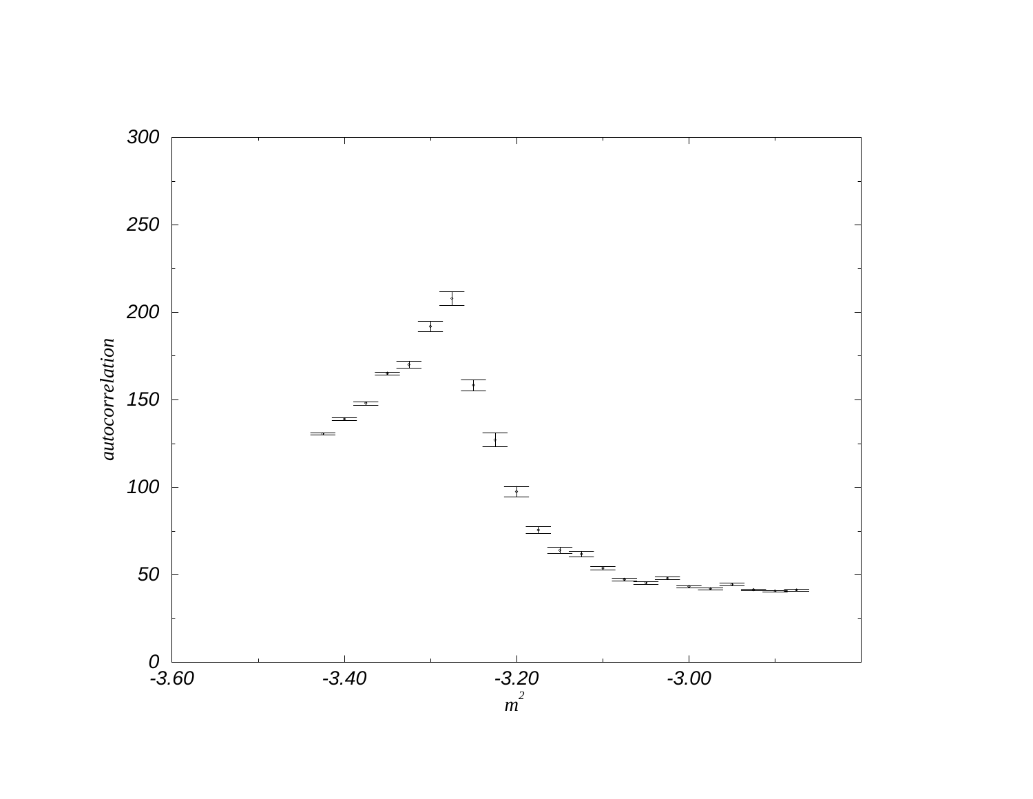300

250

200

150

100

50

0

autocorrelation

-3.60

-3.40

-3.20

-3.00

$m^2$